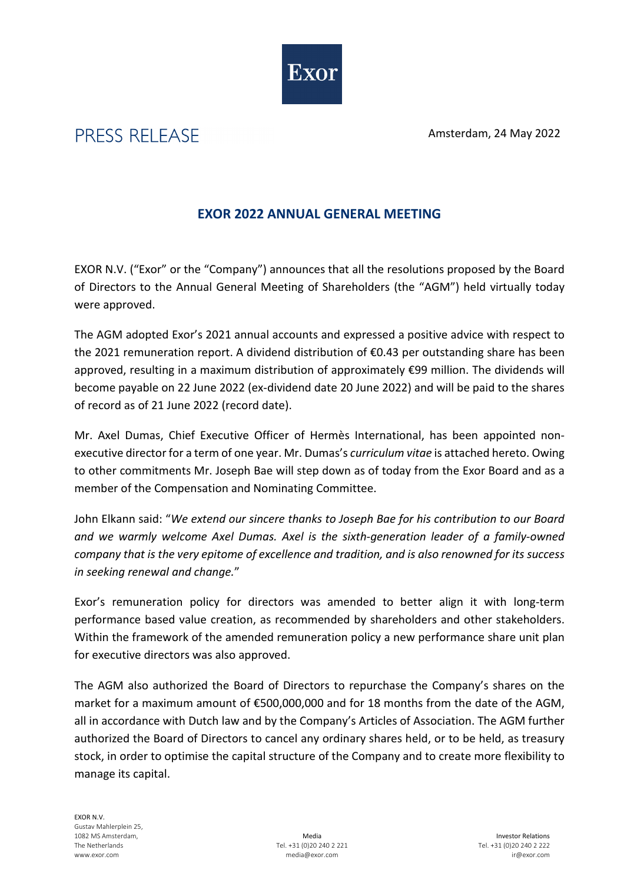Exor

PRESS RELEASE

Amsterdam, 24 May 2022

## EXOR 2022 ANNUAL GENERAL MEETING

EXOR N.V. ("Exor" or the "Company") announces that all the resolutions proposed by the Board of Directors to the Annual General Meeting of Shareholders (the "AGM") held virtually today were approved.

The AGM adopted Exor's 2021 annual accounts and expressed a positive advice with respect to the 2021 remuneration report. A dividend distribution of €0.43 per outstanding share has been approved, resulting in a maximum distribution of approximately €99 million. The dividends will become payable on 22 June 2022 (ex-dividend date 20 June 2022) and will be paid to the shares of record as of 21 June 2022 (record date).

Mr. Axel Dumas, Chief Executive Officer of Hermès International, has been appointed non-executive director for a term of one year. Mr. Dumas's *curriculum vitae* is attached hereto. Owing to other commitments Mr. Joseph Bae will step down as of today from the Exor Board and as a member of the Compensation and Nominating Committee.

John Elkann said: "*We extend our sincere thanks to Joseph Bae for his contribution to our Board and we warmly welcome Axel Dumas. Axel is the sixth-generation leader of a family-owned company that is the very epitome of excellence and tradition, and is also renowned for its success in seeking renewal and change.*"

Exor's remuneration policy for directors was amended to better align it with long-term performance based value creation, as recommended by shareholders and other stakeholders. Within the framework of the amended remuneration policy a new performance share unit plan for executive directors was also approved.

The AGM also authorized the Board of Directors to repurchase the Company's shares on the market for a maximum amount of €500,000,000 and for 18 months from the date of the AGM, all in accordance with Dutch law and by the Company's Articles of Association. The AGM further authorized the Board of Directors to cancel any ordinary shares held, or to be held, as treasury stock, in order to optimise the capital structure of the Company and to create more flexibility to manage its capital.

EXOR N.V.
Gustav Mahlerplein 25,
1082 MS Amsterdam,
The Netherlands
www.exor.com

Media
Tel. +31 (0)20 240 2 221
media@exor.com

Investor Relations
Tel. +31 (0)20 240 2 222
ir@exor.com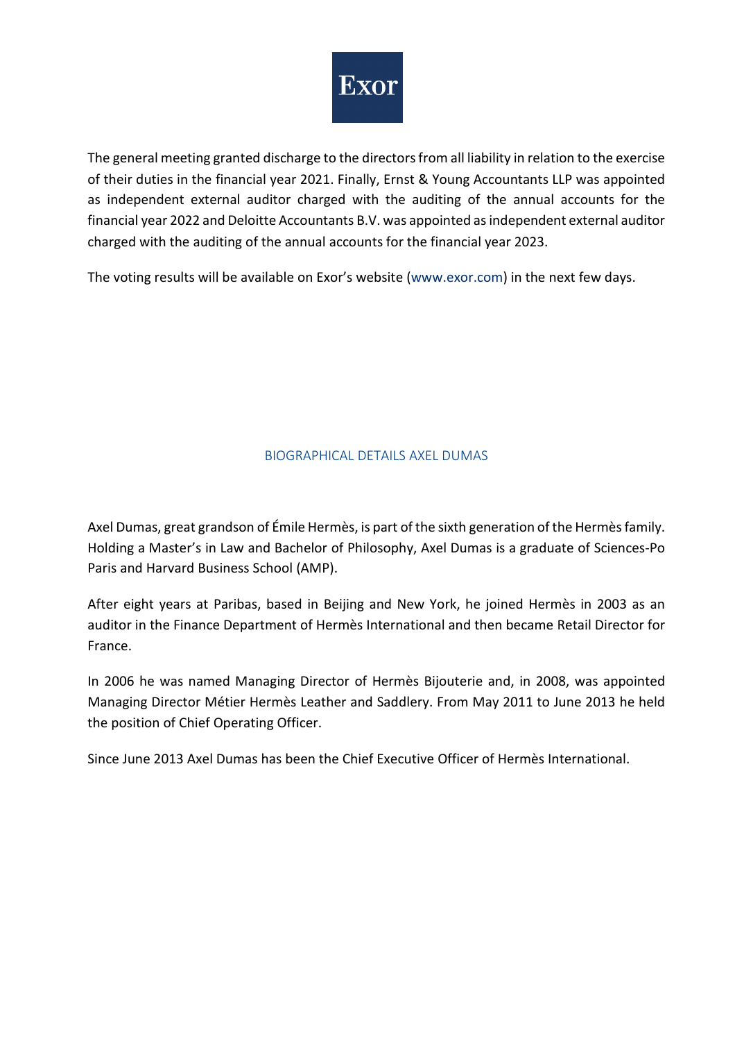The general meeting granted discharge to the directors from all liability in relation to the exercise of their duties in the financial year 2021. Finally, Ernst & Young Accountants LLP was appointed as independent external auditor charged with the auditing of the annual accounts for the financial year 2022 and Deloitte Accountants B.V. was appointed as independent external auditor charged with the auditing of the annual accounts for the financial year 2023.

The voting results will be available on Exor's website (www.exor.com) in the next few days.

## BIOGRAPHICAL DETAILS AXEL DUMAS

Axel Dumas, great grandson of Émile Hermès, is part of the sixth generation of the Hermès family. Holding a Master's in Law and Bachelor of Philosophy, Axel Dumas is a graduate of Sciences-Po Paris and Harvard Business School (AMP).

After eight years at Paribas, based in Beijing and New York, he joined Hermès in 2003 as an auditor in the Finance Department of Hermès International and then became Retail Director for France.

In 2006 he was named Managing Director of Hermès Bijouterie and, in 2008, was appointed Managing Director Métier Hermès Leather and Saddlery. From May 2011 to June 2013 he held the position of Chief Operating Officer.

Since June 2013 Axel Dumas has been the Chief Executive Officer of Hermès International.